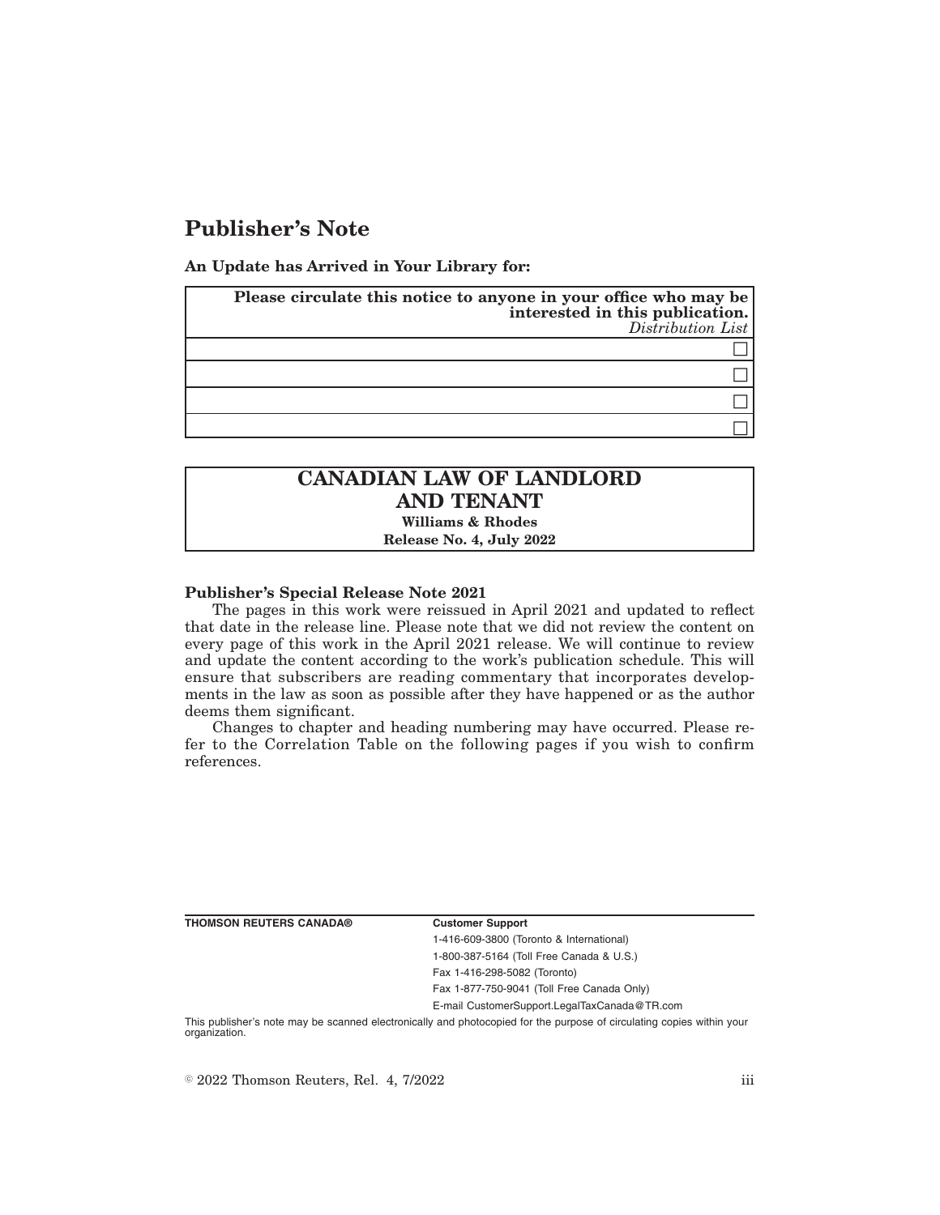# Publisher's Note

**An Update has Arrived in Your Library for:**

| **Please circulate this notice to anyone in your office who may be interested in this publication.** *Distribution List* |
|---|
| ☐ |
| ☐ |
| ☐ |
| ☐ |

| **CANADIAN LAW OF LANDLORD AND TENANT** |
|---|
| **Williams & Rhodes** |
| **Release No. 4, July 2022** |

**Publisher's Special Release Note 2021**

The pages in this work were reissued in April 2021 and updated to reflect that date in the release line. Please note that we did not review the content on every page of this work in the April 2021 release. We will continue to review and update the content according to the work's publication schedule. This will ensure that subscribers are reading commentary that incorporates developments in the law as soon as possible after they have happened or as the author deems them significant.

Changes to chapter and heading numbering may have occurred. Please refer to the Correlation Table on the following pages if you wish to confirm references.

**THOMSON REUTERS CANADA®**

**Customer Support**

1-416-609-3800 (Toronto & International)

1-800-387-5164 (Toll Free Canada & U.S.)

Fax 1-416-298-5082 (Toronto)

Fax 1-877-750-9041 (Toll Free Canada Only)

E-mail CustomerSupport.LegalTaxCanada@TR.com

This publisher's note may be scanned electronically and photocopied for the purpose of circulating copies within your organization.

© 2022 Thomson Reuters, Rel. 4, 7/2022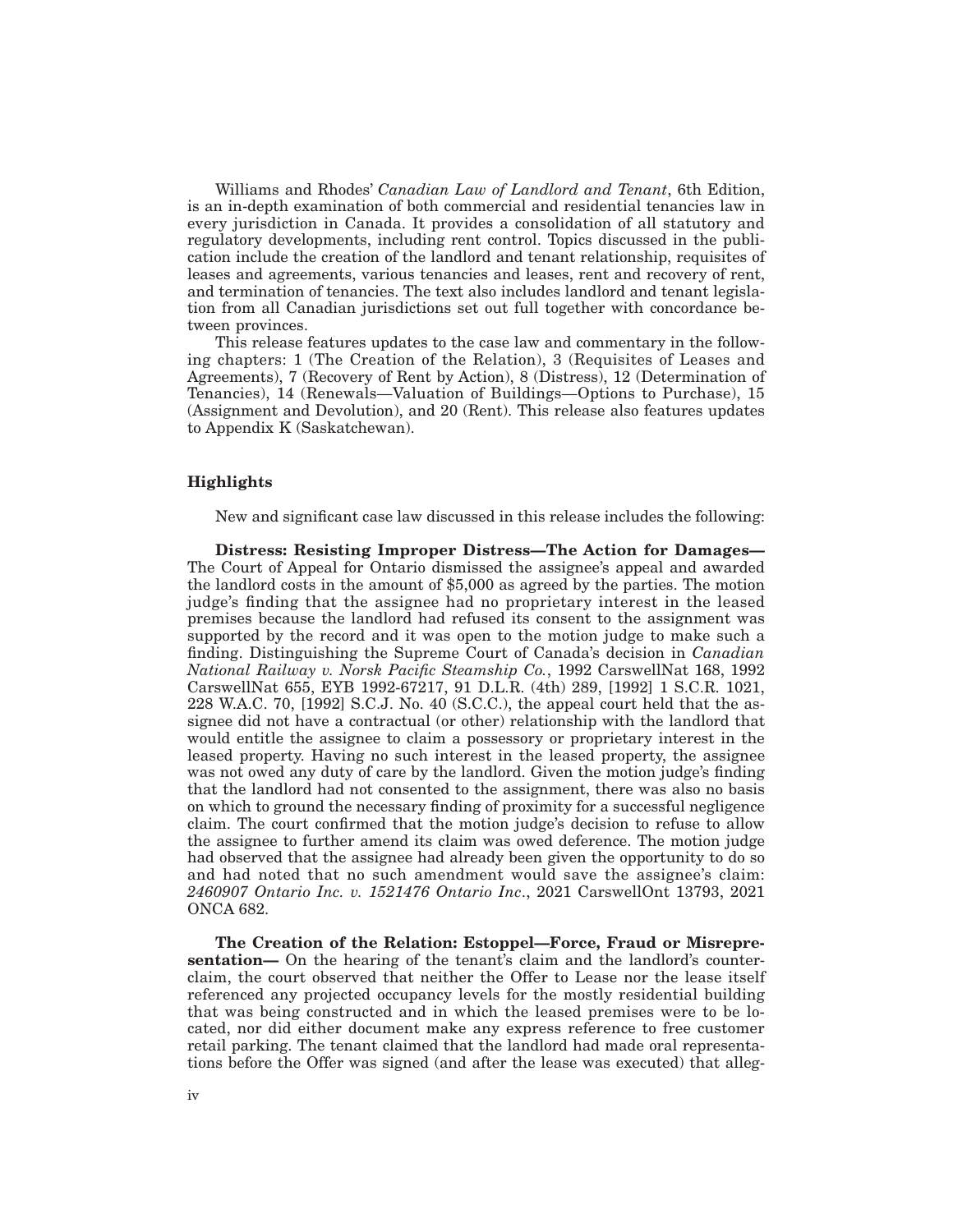Williams and Rhodes' *Canadian Law of Landlord and Tenant*, 6th Edition, is an in-depth examination of both commercial and residential tenancies law in every jurisdiction in Canada. It provides a consolidation of all statutory and regulatory developments, including rent control. Topics discussed in the publication include the creation of the landlord and tenant relationship, requisites of leases and agreements, various tenancies and leases, rent and recovery of rent, and termination of tenancies. The text also includes landlord and tenant legislation from all Canadian jurisdictions set out full together with concordance between provinces.

This release features updates to the case law and commentary in the following chapters: 1 (The Creation of the Relation), 3 (Requisites of Leases and Agreements), 7 (Recovery of Rent by Action), 8 (Distress), 12 (Determination of Tenancies), 14 (Renewals—Valuation of Buildings—Options to Purchase), 15 (Assignment and Devolution), and 20 (Rent). This release also features updates to Appendix K (Saskatchewan).

### Highlights

New and significant case law discussed in this release includes the following:

**Distress: Resisting Improper Distress—The Action for Damages—** The Court of Appeal for Ontario dismissed the assignee's appeal and awarded the landlord costs in the amount of $5,000 as agreed by the parties. The motion judge's finding that the assignee had no proprietary interest in the leased premises because the landlord had refused its consent to the assignment was supported by the record and it was open to the motion judge to make such a finding. Distinguishing the Supreme Court of Canada's decision in *Canadian National Railway v. Norsk Pacific Steamship Co.*, 1992 CarswellNat 168, 1992 CarswellNat 655, EYB 1992-67217, 91 D.L.R. (4th) 289, [1992] 1 S.C.R. 1021, 228 W.A.C. 70, [1992] S.C.J. No. 40 (S.C.C.), the appeal court held that the assignee did not have a contractual (or other) relationship with the landlord that would entitle the assignee to claim a possessory or proprietary interest in the leased property. Having no such interest in the leased property, the assignee was not owed any duty of care by the landlord. Given the motion judge's finding that the landlord had not consented to the assignment, there was also no basis on which to ground the necessary finding of proximity for a successful negligence claim. The court confirmed that the motion judge's decision to refuse to allow the assignee to further amend its claim was owed deference. The motion judge had observed that the assignee had already been given the opportunity to do so and had noted that no such amendment would save the assignee's claim: *2460907 Ontario Inc. v. 1521476 Ontario Inc*., 2021 CarswellOnt 13793, 2021 ONCA 682.

**The Creation of the Relation: Estoppel—Force, Fraud or Misrepresentation—** On the hearing of the tenant's claim and the landlord's counterclaim, the court observed that neither the Offer to Lease nor the lease itself referenced any projected occupancy levels for the mostly residential building that was being constructed and in which the leased premises were to be located, nor did either document make any express reference to free customer retail parking. The tenant claimed that the landlord had made oral representations before the Offer was signed (and after the lease was executed) that alleg-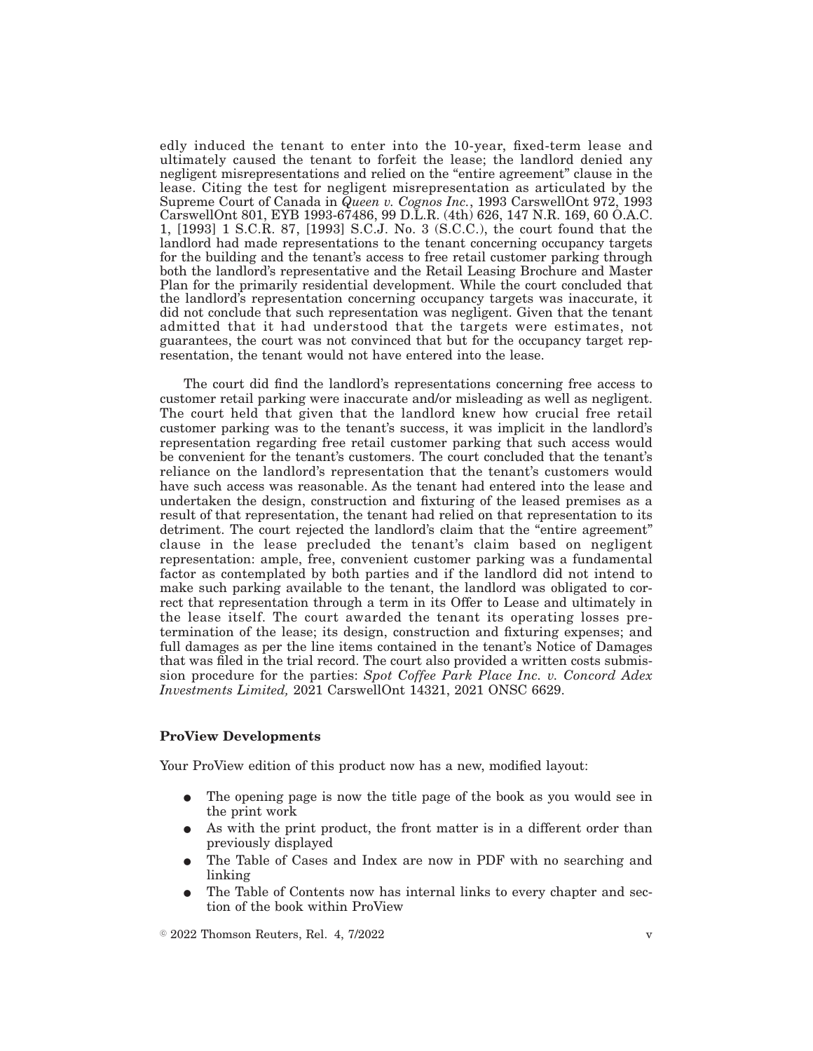edly induced the tenant to enter into the 10-year, fixed-term lease and ultimately caused the tenant to forfeit the lease; the landlord denied any negligent misrepresentations and relied on the "entire agreement" clause in the lease. Citing the test for negligent misrepresentation as articulated by the Supreme Court of Canada in *Queen v. Cognos Inc.*, 1993 CarswellOnt 972, 1993 CarswellOnt 801, EYB 1993-67486, 99 D.L.R. (4th) 626, 147 N.R. 169, 60 O.A.C. 1, [1993] 1 S.C.R. 87, [1993] S.C.J. No. 3 (S.C.C.), the court found that the landlord had made representations to the tenant concerning occupancy targets for the building and the tenant's access to free retail customer parking through both the landlord's representative and the Retail Leasing Brochure and Master Plan for the primarily residential development. While the court concluded that the landlord's representation concerning occupancy targets was inaccurate, it did not conclude that such representation was negligent. Given that the tenant admitted that it had understood that the targets were estimates, not guarantees, the court was not convinced that but for the occupancy target representation, the tenant would not have entered into the lease.

The court did find the landlord's representations concerning free access to customer retail parking were inaccurate and/or misleading as well as negligent. The court held that given that the landlord knew how crucial free retail customer parking was to the tenant's success, it was implicit in the landlord's representation regarding free retail customer parking that such access would be convenient for the tenant's customers. The court concluded that the tenant's reliance on the landlord's representation that the tenant's customers would have such access was reasonable. As the tenant had entered into the lease and undertaken the design, construction and fixturing of the leased premises as a result of that representation, the tenant had relied on that representation to its detriment. The court rejected the landlord's claim that the "entire agreement" clause in the lease precluded the tenant's claim based on negligent representation: ample, free, convenient customer parking was a fundamental factor as contemplated by both parties and if the landlord did not intend to make such parking available to the tenant, the landlord was obligated to correct that representation through a term in its Offer to Lease and ultimately in the lease itself. The court awarded the tenant its operating losses pre-termination of the lease; its design, construction and fixturing expenses; and full damages as per the line items contained in the tenant's Notice of Damages that was filed in the trial record. The court also provided a written costs submission procedure for the parties: *Spot Coffee Park Place Inc. v. Concord Adex Investments Limited,* 2021 CarswellOnt 14321, 2021 ONSC 6629.

**ProView Developments**

Your ProView edition of this product now has a new, modified layout:

- The opening page is now the title page of the book as you would see in the print work
- As with the print product, the front matter is in a different order than previously displayed
- The Table of Cases and Index are now in PDF with no searching and linking
- The Table of Contents now has internal links to every chapter and section of the book within ProView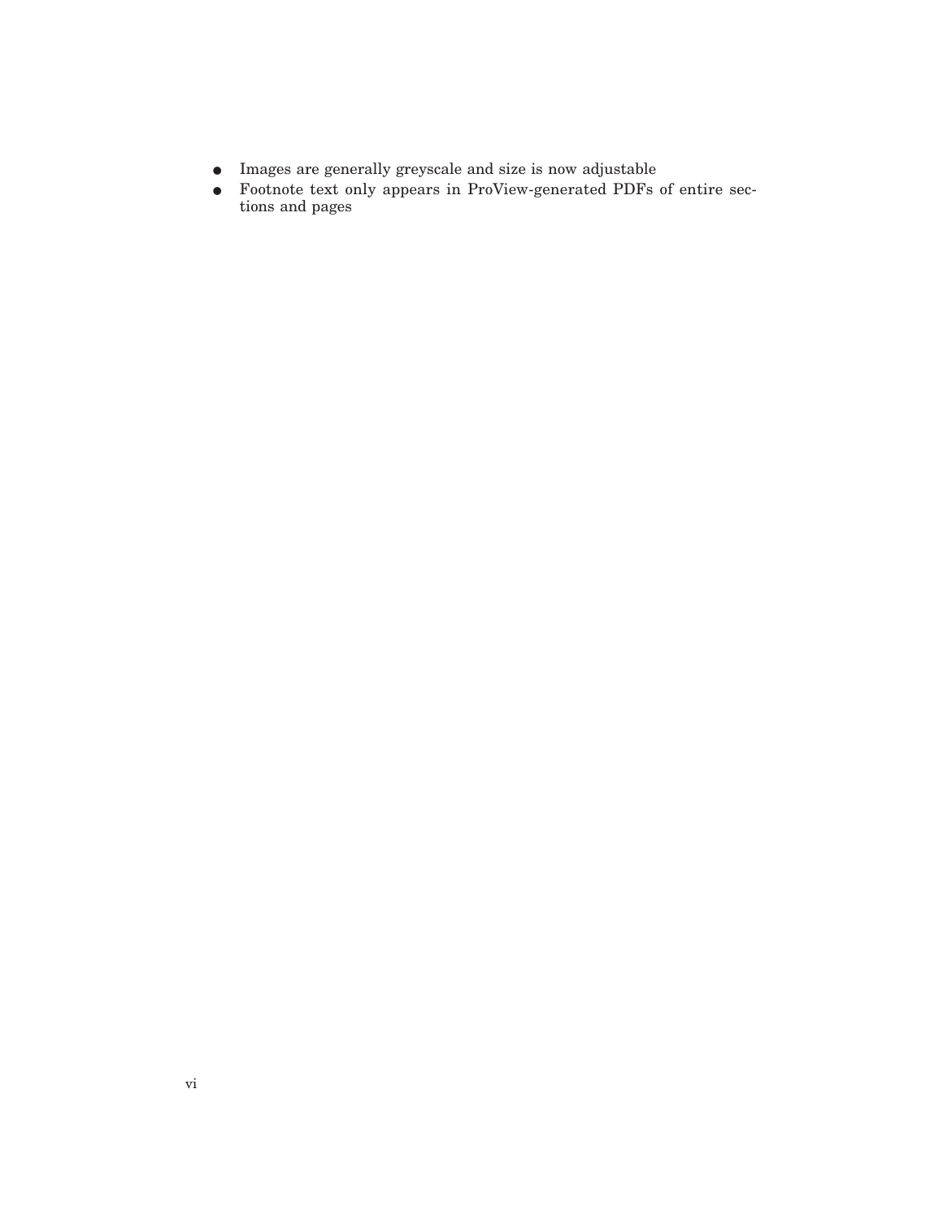- Images are generally greyscale and size is now adjustable
- Footnote text only appears in ProView-generated PDFs of entire sections and pages